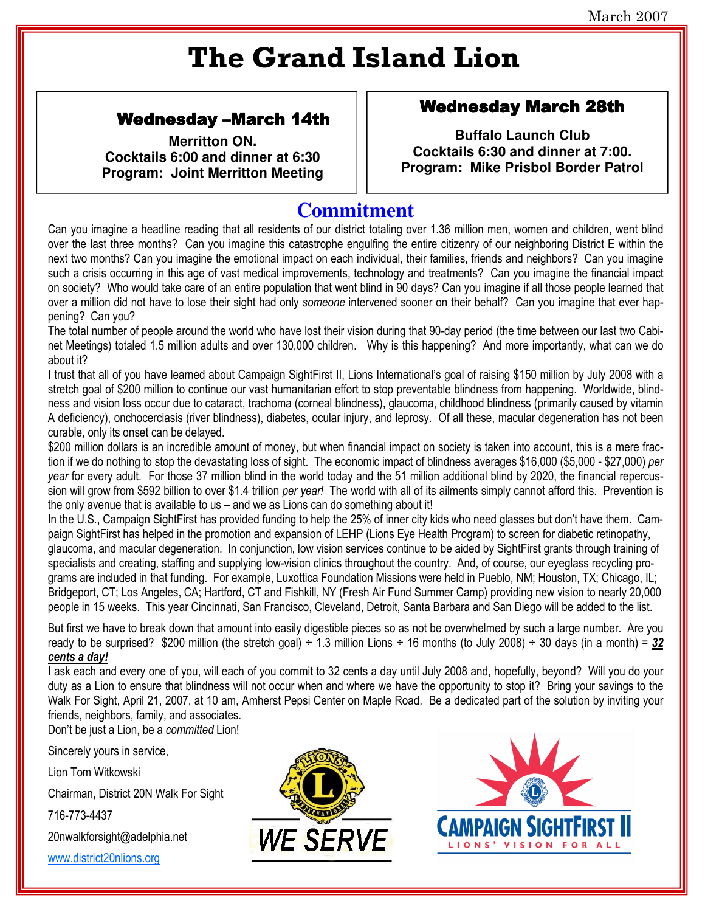March 2007

# The Grand Island Lion

**Wednesday –March 14th**

**Merritton ON.**
**Cocktails 6:00 and dinner at 6:30**
**Program: Joint Merritton Meeting**

**Wednesday March 28th**

**Buffalo Launch Club**
**Cocktails 6:30 and dinner at 7:00.**
**Program: Mike Prisbol Border Patrol**

## Commitment

Can you imagine a headline reading that all residents of our district totaling over 1.36 million men, women and children, went blind over the last three months? Can you imagine this catastrophe engulfing the entire citizenry of our neighboring District E within the next two months? Can you imagine the emotional impact on each individual, their families, friends and neighbors? Can you imagine such a crisis occurring in this age of vast medical improvements, technology and treatments? Can you imagine the financial impact on society? Who would take care of an entire population that went blind in 90 days? Can you imagine if all those people learned that over a million did not have to lose their sight had only *someone* intervened sooner on their behalf? Can you imagine that ever happening? Can you?

The total number of people around the world who have lost their vision during that 90-day period (the time between our last two Cabinet Meetings) totaled 1.5 million adults and over 130,000 children. Why is this happening? And more importantly, what can we do about it?

I trust that all of you have learned about Campaign SightFirst II, Lions International's goal of raising $150 million by July 2008 with a stretch goal of $200 million to continue our vast humanitarian effort to stop preventable blindness from happening. Worldwide, blindness and vision loss occur due to cataract, trachoma (corneal blindness), glaucoma, childhood blindness (primarily caused by vitamin A deficiency), onchocerciasis (river blindness), diabetes, ocular injury, and leprosy. Of all these, macular degeneration has not been curable, only its onset can be delayed.

$200 million dollars is an incredible amount of money, but when financial impact on society is taken into account, this is a mere fraction if we do nothing to stop the devastating loss of sight. The economic impact of blindness averages $16,000 ($5,000 - $27,000) *per year* for every adult. For those 37 million blind in the world today and the 51 million additional blind by 2020, the financial repercussion will grow from $592 billion to over $1.4 trillion *per year!* The world with all of its ailments simply cannot afford this. Prevention is the only avenue that is available to us – and we as Lions can do something about it!

In the U.S., Campaign SightFirst has provided funding to help the 25% of inner city kids who need glasses but don't have them. Campaign SightFirst has helped in the promotion and expansion of LEHP (Lions Eye Health Program) to screen for diabetic retinopathy, glaucoma, and macular degeneration. In conjunction, low vision services continue to be aided by SightFirst grants through training of specialists and creating, staffing and supplying low-vision clinics throughout the country. And, of course, our eyeglass recycling programs are included in that funding. For example, Luxottica Foundation Missions were held in Pueblo, NM; Houston, TX; Chicago, IL; Bridgeport, CT; Los Angeles, CA; Hartford, CT and Fishkill, NY (Fresh Air Fund Summer Camp) providing new vision to nearly 20,000 people in 15 weeks. This year Cincinnati, San Francisco, Cleveland, Detroit, Santa Barbara and San Diego will be added to the list.

But first we have to break down that amount into easily digestible pieces so as not be overwhelmed by such a large number. Are you ready to be surprised? $200 million (the stretch goal) ÷ 1.3 million Lions ÷ 16 months (to July 2008) ÷ 30 days (in a month) = ***32 cents a day!***

I ask each and every one of you, will each of you commit to 32 cents a day until July 2008 and, hopefully, beyond? Will you do your duty as a Lion to ensure that blindness will not occur when and where we have the opportunity to stop it? Bring your savings to the Walk For Sight, April 21, 2007, at 10 am, Amherst Pepsi Center on Maple Road. Be a dedicated part of the solution by inviting your friends, neighbors, family, and associates.

Don't be just a Lion, be a *committed* Lion!

Sincerely yours in service,

Lion Tom Witkowski

Chairman, District 20N Walk For Sight

716-773-4437

20nwalkforsight@adelphia.net

www.district20nlions.org

WE SERVE

CAMPAIGN SIGHTFIRST II
LIONS' VISION FOR ALL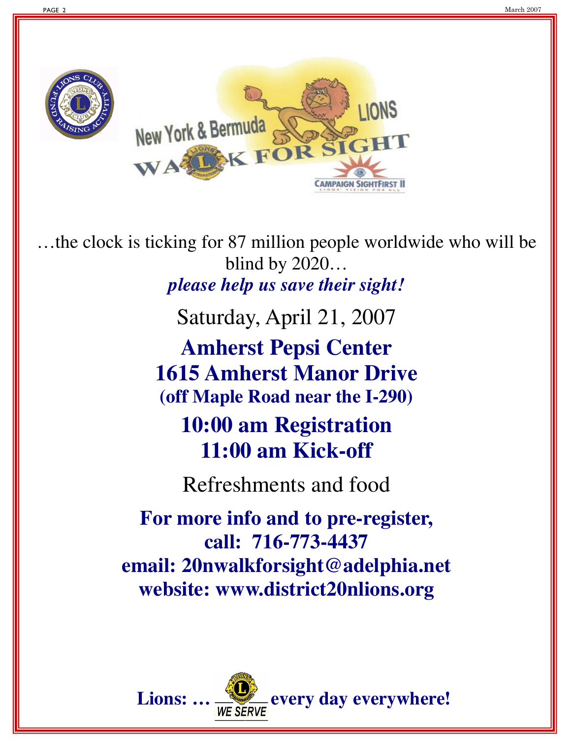New York & Bermuda LIONS WALK FOR SIGHT

CAMPAIGN SIGHTFIRST II

…the clock is ticking for 87 million people worldwide who will be blind by 2020…

***please help us save their sight!***

Saturday, April 21, 2007

**Amherst Pepsi Center**
**1615 Amherst Manor Drive**
**(off Maple Road near the I-290)**

**10:00 am Registration**
**11:00 am Kick-off**

Refreshments and food

**For more info and to pre-register,**
**call: 716-773-4437**
**email: 20nwalkforsight@adelphia.net**
**website: www.district20nlions.org**

**Lions: … WE SERVE every day everywhere!**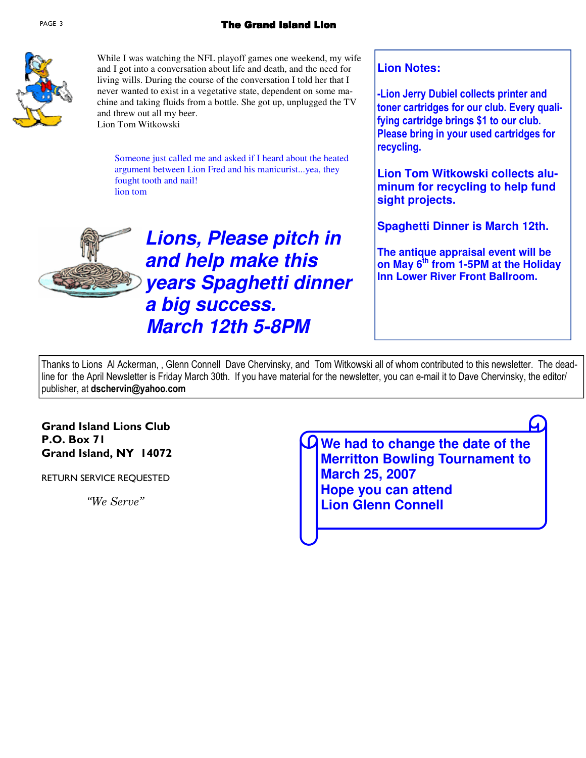While I was watching the NFL playoff games one weekend, my wife and I got into a conversation about life and death, and the need for living wills. During the course of the conversation I told her that I never wanted to exist in a vegetative state, dependent on some machine and taking fluids from a bottle. She got up, unplugged the TV and threw out all my beer.
Lion Tom Witkowski

Someone just called me and asked if I heard about the heated argument between Lion Fred and his manicurist...yea, they fought tooth and nail!
lion tom

***Lions, Please pitch in and help make this years Spaghetti dinner a big success. March 12th 5-8PM***

## Lion Notes:

**-Lion Jerry Dubiel collects printer and toner cartridges for our club. Every qualifying cartridge brings $1 to our club. Please bring in your used cartridges for recycling.**

**Lion Tom Witkowski collects aluminum for recycling to help fund sight projects.**

**Spaghetti Dinner is March 12th.**

**The antique appraisal event will be on May 6th from 1-5PM at the Holiday Inn Lower River Front Ballroom.**

Thanks to Lions Al Ackerman, , Glenn Connell Dave Chervinsky, and Tom Witkowski all of whom contributed to this newsletter. The deadline for the April Newsletter is Friday March 30th. If you have material for the newsletter, you can e-mail it to Dave Chervinsky, the editor/publisher, at **dschervin@yahoo.com**

**Grand Island Lions Club**
**P.O. Box 71**
**Grand Island, NY 14072**

RETURN SERVICE REQUESTED

*"We Serve"*

**We had to change the date of the Merritton Bowling Tournament to March 25, 2007**
**Hope you can attend**
**Lion Glenn Connell**